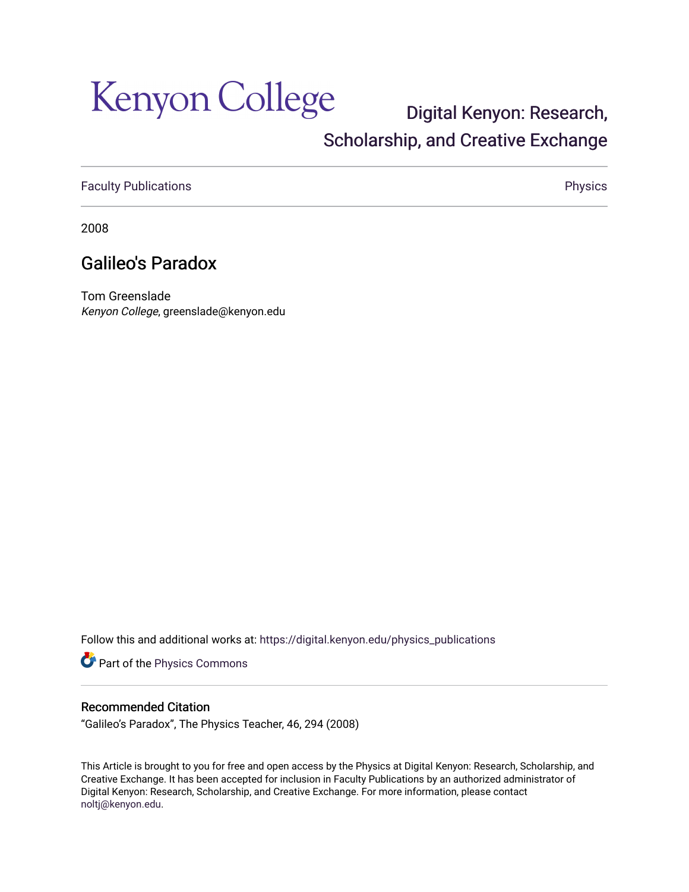Kenyon College

Digital Kenyon: Research, Scholarship, and Creative Exchange

Faculty Publications | Physics

2008

# Galileo's Paradox

Tom Greenslade
*Kenyon College*, greenslade@kenyon.edu

Follow this and additional works at: https://digital.kenyon.edu/physics_publications

Part of the Physics Commons

## Recommended Citation

"Galileo's Paradox", The Physics Teacher, 46, 294 (2008)

This Article is brought to you for free and open access by the Physics at Digital Kenyon: Research, Scholarship, and Creative Exchange. It has been accepted for inclusion in Faculty Publications by an authorized administrator of Digital Kenyon: Research, Scholarship, and Creative Exchange. For more information, please contact noltj@kenyon.edu.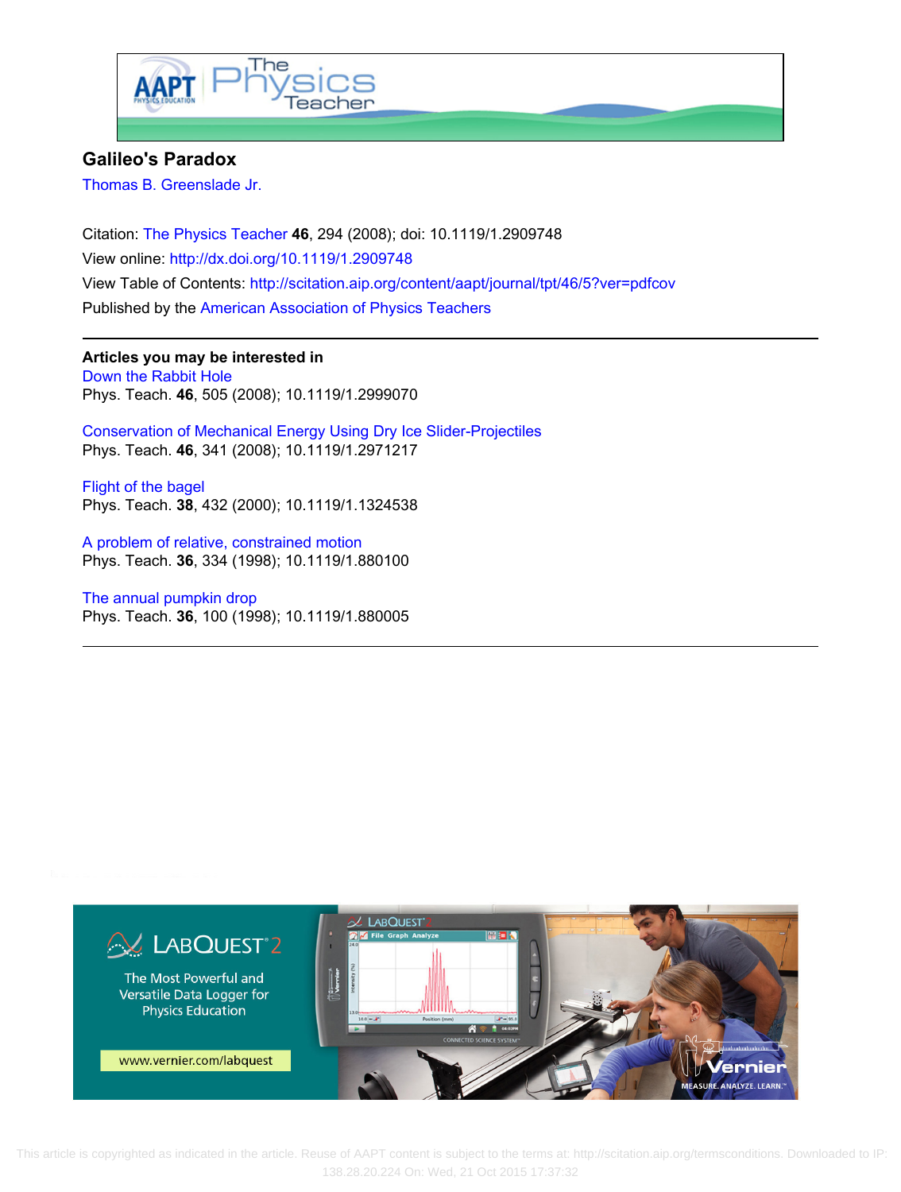# Galileo's Paradox

Thomas B. Greenslade Jr.

Citation: The Physics Teacher **46**, 294 (2008); doi: 10.1119/1.2909748

View online: http://dx.doi.org/10.1119/1.2909748

View Table of Contents: http://scitation.aip.org/content/aapt/journal/tpt/46/5?ver=pdfcov

Published by the American Association of Physics Teachers

---

**Articles you may be interested in**

Down the Rabbit Hole
Phys. Teach. **46**, 505 (2008); 10.1119/1.2999070

Conservation of Mechanical Energy Using Dry Ice Slider-Projectiles
Phys. Teach. **46**, 341 (2008); 10.1119/1.2971217

Flight of the bagel
Phys. Teach. **38**, 432 (2000); 10.1119/1.1324538

A problem of relative, constrained motion
Phys. Teach. **36**, 334 (1998); 10.1119/1.880100

The annual pumpkin drop
Phys. Teach. **36**, 100 (1998); 10.1119/1.880005

---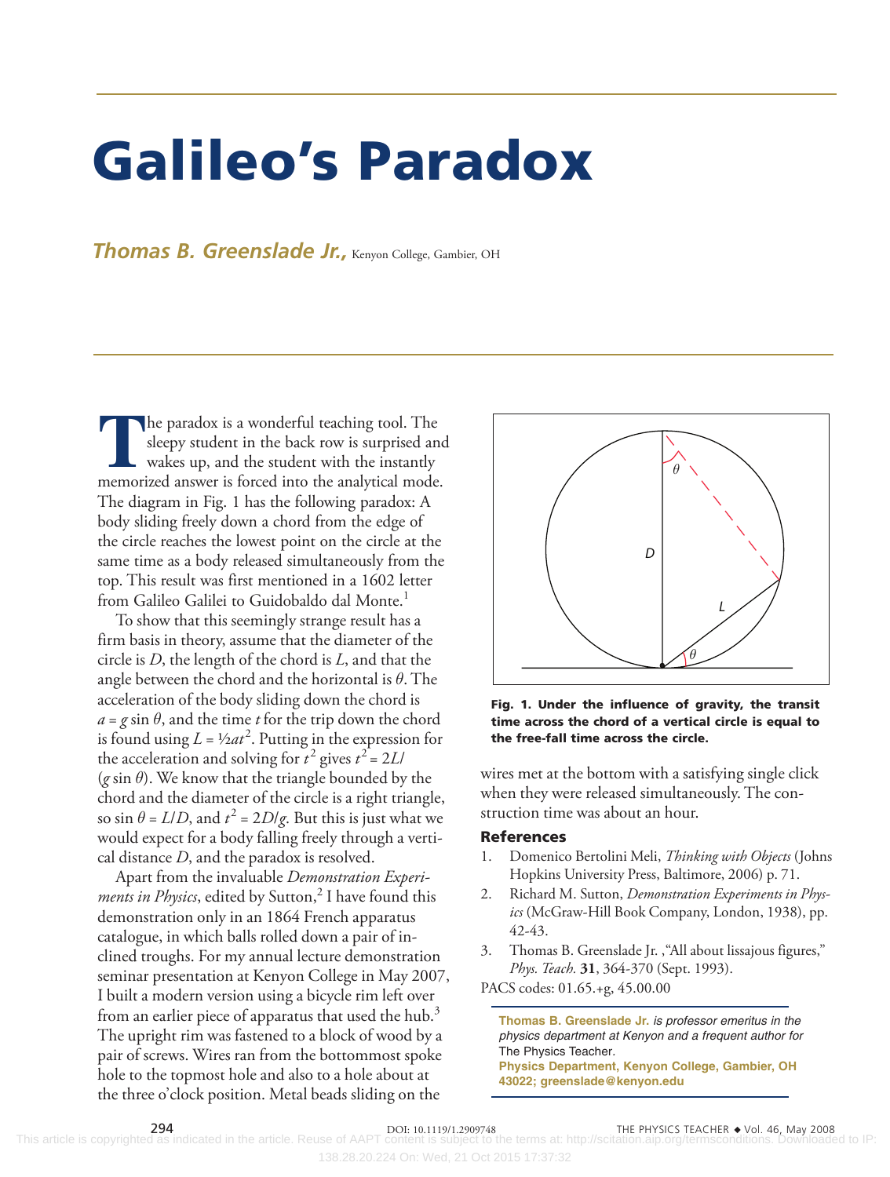# Galileo's Paradox

*Thomas B. Greenslade Jr.,* Kenyon College, Gambier, OH

The paradox is a wonderful teaching tool. The sleepy student in the back row is surprised and wakes up, and the student with the instantly memorized answer is forced into the analytical mode. The diagram in Fig. 1 has the following paradox: A body sliding freely down a chord from the edge of the circle reaches the lowest point on the circle at the same time as a body released simultaneously from the top. This result was first mentioned in a 1602 letter from Galileo Galilei to Guidobaldo dal Monte.[1]

To show that this seemingly strange result has a firm basis in theory, assume that the diameter of the circle is $D$, the length of the chord is $L$, and that the angle between the chord and the horizontal is $\theta$. The acceleration of the body sliding down the chord is $a = g \sin \theta$, and the time $t$ for the trip down the chord is found using $L = \frac{1}{2}at^2$. Putting in the expression for the acceleration and solving for $t^2$ gives $t^2 = 2L/(g \sin \theta)$. We know that the triangle bounded by the chord and the diameter of the circle is a right triangle, so $\sin \theta = L/D$, and $t^2 = 2D/g$. But this is just what we would expect for a body falling freely through a vertical distance $D$, and the paradox is resolved.

Apart from the invaluable *Demonstration Experiments in Physics*, edited by Sutton,[2] I have found this demonstration only in an 1864 French apparatus catalogue, in which balls rolled down a pair of inclined troughs. For my annual lecture demonstration seminar presentation at Kenyon College in May 2007, I built a modern version using a bicycle rim left over from an earlier piece of apparatus that used the hub.[3] The upright rim was fastened to a block of wood by a pair of screws. Wires ran from the bottommost spoke hole to the topmost hole and also to a hole about at the three o'clock position. Metal beads sliding on the wires met at the bottom with a satisfying single click when they were released simultaneously. The construction time was about an hour.

θ

D

L

θ

**Fig. 1. Under the influence of gravity, the transit time across the chord of a vertical circle is equal to the free-fall time across the circle.**

## References

1. Domenico Bertolini Meli, *Thinking with Objects* (Johns Hopkins University Press, Baltimore, 2006) p. 71.
2. Richard M. Sutton, *Demonstration Experiments in Physics* (McGraw-Hill Book Company, London, 1938), pp. 42-43.
3. Thomas B. Greenslade Jr. ,"All about lissajous figures," *Phys. Teach.* **31**, 364-370 (Sept. 1993).

PACS codes: 01.65.+g, 45.00.00

**Thomas B. Greenslade Jr.** *is professor emeritus in the physics department at Kenyon and a frequent author for* The Physics Teacher.
**Physics Department, Kenyon College, Gambier, OH 43022; greenslade@kenyon.edu**